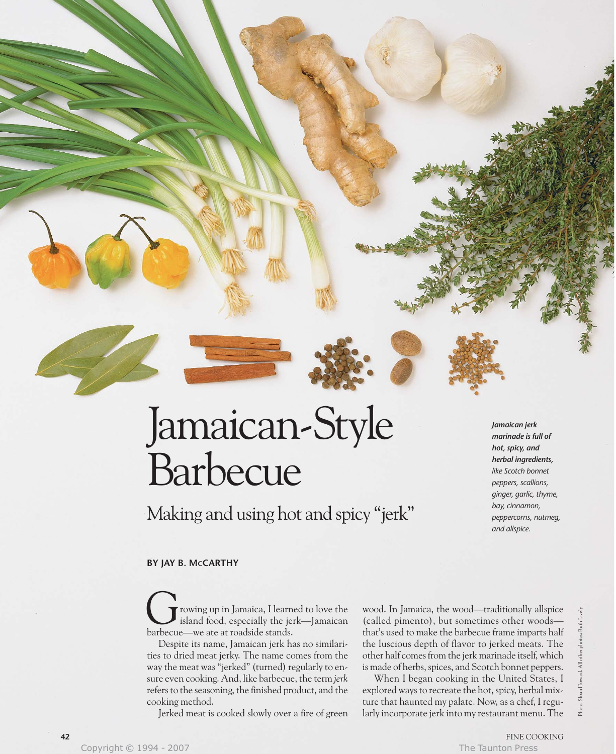# Jamaican-Style Barbecue

## Making and using hot and spicy "jerk"

***Jamaican jerk marinade is full of hot, spicy, and herbal ingredients,*** *like Scotch bonnet peppers, scallions, ginger, garlic, thyme, bay, cinnamon, peppercorns, nutmeg, and allspice.*

**BY JAY B. McCARTHY**

Growing up in Jamaica, I learned to love the island food, especially the jerk—Jamaican barbecue—we ate at roadside stands.

Despite its name, Jamaican jerk has no similarities to dried meat jerky. The name comes from the way the meat was "jerked" (turned) regularly to ensure even cooking. And, like barbecue, the term *jerk* refers to the seasoning, the finished product, and the cooking method.

Jerked meat is cooked slowly over a fire of green wood. In Jamaica, the wood—traditionally allspice (called pimento), but sometimes other woods—that's used to make the barbecue frame imparts half the luscious depth of flavor to jerked meats. The other half comes from the jerk marinade itself, which is made of herbs, spices, and Scotch bonnet peppers.

When I began cooking in the United States, I explored ways to recreate the hot, spicy, herbal mixture that haunted my palate. Now, as a chef, I regularly incorporate jerk into my restaurant menu. The

Photo: Sloan Howard. All other photos: Ruth Lively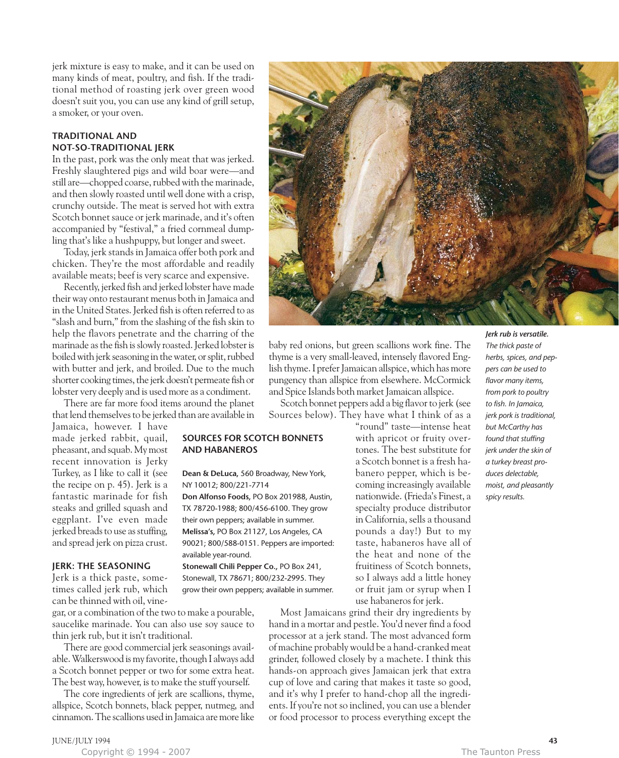jerk mixture is easy to make, and it can be used on many kinds of meat, poultry, and fish. If the traditional method of roasting jerk over green wood doesn't suit you, you can use any kind of grill setup, a smoker, or your oven.

## TRADITIONAL AND NOT-SO-TRADITIONAL JERK

In the past, pork was the only meat that was jerked. Freshly slaughtered pigs and wild boar were—and still are—chopped coarse, rubbed with the marinade, and then slowly roasted until well done with a crisp, crunchy outside. The meat is served hot with extra Scotch bonnet sauce or jerk marinade, and it's often accompanied by "festival," a fried cornmeal dumpling that's like a hushpuppy, but longer and sweet.

Today, jerk stands in Jamaica offer both pork and chicken. They're the most affordable and readily available meats; beef is very scarce and expensive.

Recently, jerked fish and jerked lobster have made their way onto restaurant menus both in Jamaica and in the United States. Jerked fish is often referred to as "slash and burn," from the slashing of the fish skin to help the flavors penetrate and the charring of the marinade as the fish is slowly roasted. Jerked lobster is boiled with jerk seasoning in the water, or split, rubbed with butter and jerk, and broiled. Due to the much shorter cooking times, the jerk doesn't permeate fish or lobster very deeply and is used more as a condiment.

There are far more food items around the planet that lend themselves to be jerked than are available in Jamaica, however. I have made jerked rabbit, quail, pheasant, and squab. My most recent innovation is Jerky Turkey, as I like to call it (see the recipe on p. 45). Jerk is a fantastic marinade for fish steaks and grilled squash and eggplant. I've even made jerked breads to use as stuffing, and spread jerk on pizza crust.

## JERK: THE SEASONING

Jerk is a thick paste, sometimes called jerk rub, which can be thinned with oil, vinegar, or a combination of the two to make a pourable, saucelike marinade. You can also use soy sauce to thin jerk rub, but it isn't traditional.

There are good commercial jerk seasonings available. Walkerswood is my favorite, though I always add a Scotch bonnet pepper or two for some extra heat. The best way, however, is to make the stuff yourself.

The core ingredients of jerk are scallions, thyme, allspice, Scotch bonnets, black pepper, nutmeg, and cinnamon. The scallions used in Jamaica are more like baby red onions, but green scallions work fine. The thyme is a very small-leaved, intensely flavored English thyme. I prefer Jamaican allspice, which has more pungency than allspice from elsewhere. McCormick and Spice Islands both market Jamaican allspice.

Scotch bonnet peppers add a big flavor to jerk (see Sources below). They have what I think of as a "round" taste—intense heat with apricot or fruity overtones. The best substitute for a Scotch bonnet is a fresh habanero pepper, which is becoming increasingly available nationwide. (Frieda's Finest, a specialty produce distributor in California, sells a thousand pounds a day!) But to my taste, habaneros have all of the heat and none of the fruitiness of Scotch bonnets, so I always add a little honey or fruit jam or syrup when I use habaneros for jerk.

Most Jamaicans grind their dry ingredients by hand in a mortar and pestle. You'd never find a food processor at a jerk stand. The most advanced form of machine probably would be a hand-cranked meat grinder, followed closely by a machete. I think this hands-on approach gives Jamaican jerk that extra cup of love and caring that makes it taste so good, and it's why I prefer to hand-chop all the ingredients. If you're not so inclined, you can use a blender or food processor to process everything except the

### SOURCES FOR SCOTCH BONNETS AND HABANEROS

**Dean & DeLuca,** 560 Broadway, New York, NY 10012; 800/221-7714

**Don Alfonso Foods,** PO Box 201988, Austin, TX 78720-1988; 800/456-6100. They grow their own peppers; available in summer.

**Melissa's,** PO Box 21127, Los Angeles, CA 90021; 800/588-0151. Peppers are imported: available year-round.

**Stonewall Chili Pepper Co.,** PO Box 241, Stonewall, TX 78671; 800/232-2995. They grow their own peppers; available in summer.

***Jerk rub is versatile.*** *The thick paste of herbs, spices, and peppers can be used to flavor many items, from pork to poultry to fish. In Jamaica, jerk pork is traditional, but McCarthy has found that stuffing jerk under the skin of a turkey breast produces delectable, moist, and pleasantly spicy results.*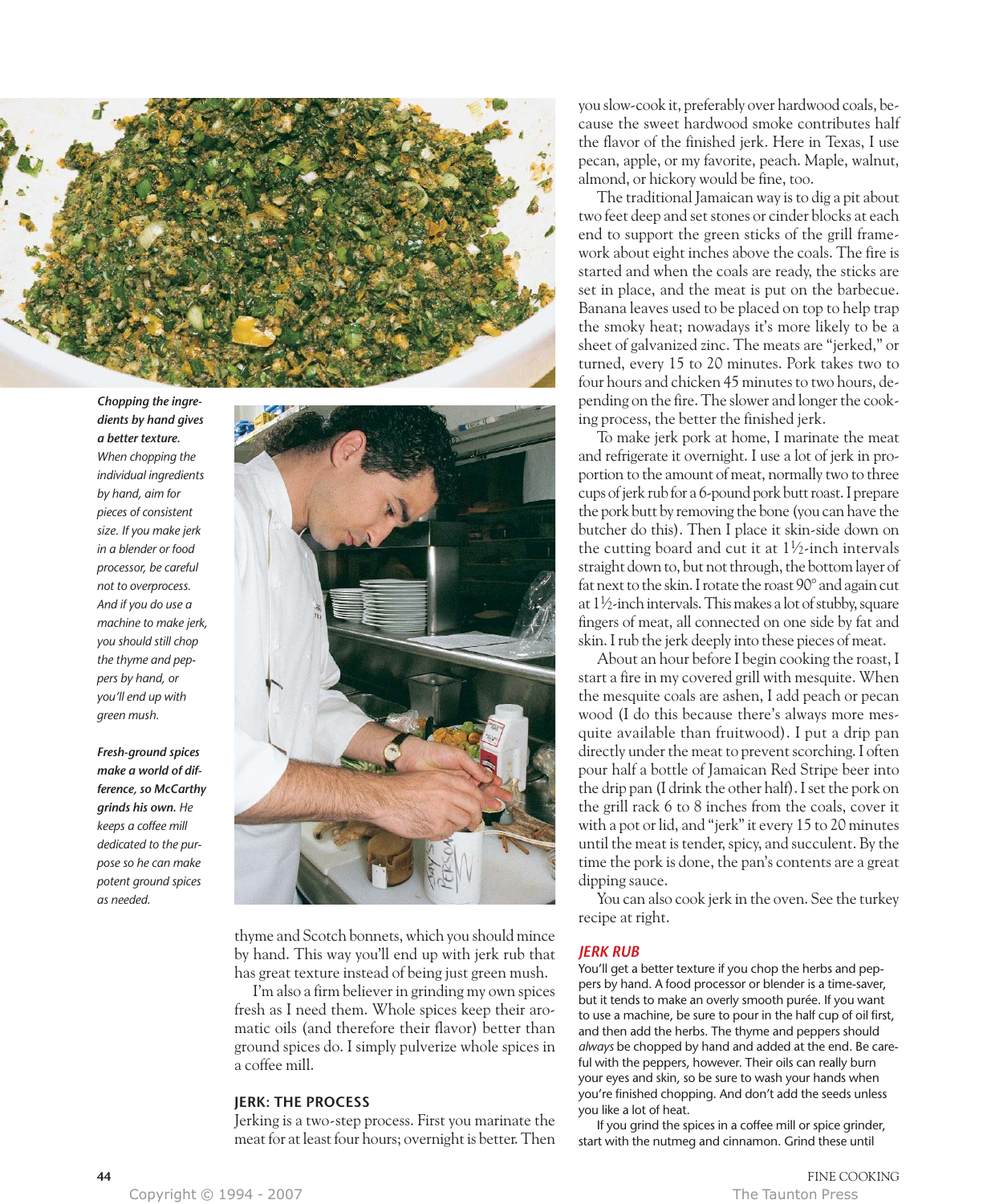***Chopping the ingredients by hand gives a better texture.*** *When chopping the individual ingredients by hand, aim for pieces of consistent size. If you make jerk in a blender or food processor, be careful not to overprocess. And if you do use a machine to make jerk, you should still chop the thyme and peppers by hand, or you'll end up with green mush.*

***Fresh-ground spices make a world of difference, so McCarthy grinds his own.*** *He keeps a coffee mill dedicated to the purpose so he can make potent ground spices as needed.*

thyme and Scotch bonnets, which you should mince by hand. This way you'll end up with jerk rub that has great texture instead of being just green mush.

I'm also a firm believer in grinding my own spices fresh as I need them. Whole spices keep their aromatic oils (and therefore their flavor) better than ground spices do. I simply pulverize whole spices in a coffee mill.

## JERK: THE PROCESS

Jerking is a two-step process. First you marinate the meat for at least four hours; overnight is better. Then you slow-cook it, preferably over hardwood coals, because the sweet hardwood smoke contributes half the flavor of the finished jerk. Here in Texas, I use pecan, apple, or my favorite, peach. Maple, walnut, almond, or hickory would be fine, too.

The traditional Jamaican way is to dig a pit about two feet deep and set stones or cinder blocks at each end to support the green sticks of the grill framework about eight inches above the coals. The fire is started and when the coals are ready, the sticks are set in place, and the meat is put on the barbecue. Banana leaves used to be placed on top to help trap the smoky heat; nowadays it's more likely to be a sheet of galvanized zinc. The meats are "jerked," or turned, every 15 to 20 minutes. Pork takes two to four hours and chicken 45 minutes to two hours, depending on the fire. The slower and longer the cooking process, the better the finished jerk.

To make jerk pork at home, I marinate the meat and refrigerate it overnight. I use a lot of jerk in proportion to the amount of meat, normally two to three cups of jerk rub for a 6-pound pork butt roast. I prepare the pork butt by removing the bone (you can have the butcher do this). Then I place it skin-side down on the cutting board and cut it at 1½-inch intervals straight down to, but not through, the bottom layer of fat next to the skin. I rotate the roast 90° and again cut at 1½-inch intervals. This makes a lot of stubby, square fingers of meat, all connected on one side by fat and skin. I rub the jerk deeply into these pieces of meat.

About an hour before I begin cooking the roast, I start a fire in my covered grill with mesquite. When the mesquite coals are ashen, I add peach or pecan wood (I do this because there's always more mesquite available than fruitwood). I put a drip pan directly under the meat to prevent scorching. I often pour half a bottle of Jamaican Red Stripe beer into the drip pan (I drink the other half). I set the pork on the grill rack 6 to 8 inches from the coals, cover it with a pot or lid, and "jerk" it every 15 to 20 minutes until the meat is tender, spicy, and succulent. By the time the pork is done, the pan's contents are a great dipping sauce.

You can also cook jerk in the oven. See the turkey recipe at right.

## JERK RUB

You'll get a better texture if you chop the herbs and peppers by hand. A food processor or blender is a time-saver, but it tends to make an overly smooth purée. If you want to use a machine, be sure to pour in the half cup of oil first, and then add the herbs. The thyme and peppers should *always* be chopped by hand and added at the end. Be careful with the peppers, however. Their oils can really burn your eyes and skin, so be sure to wash your hands when you're finished chopping. And don't add the seeds unless you like a lot of heat.

If you grind the spices in a coffee mill or spice grinder, start with the nutmeg and cinnamon. Grind these until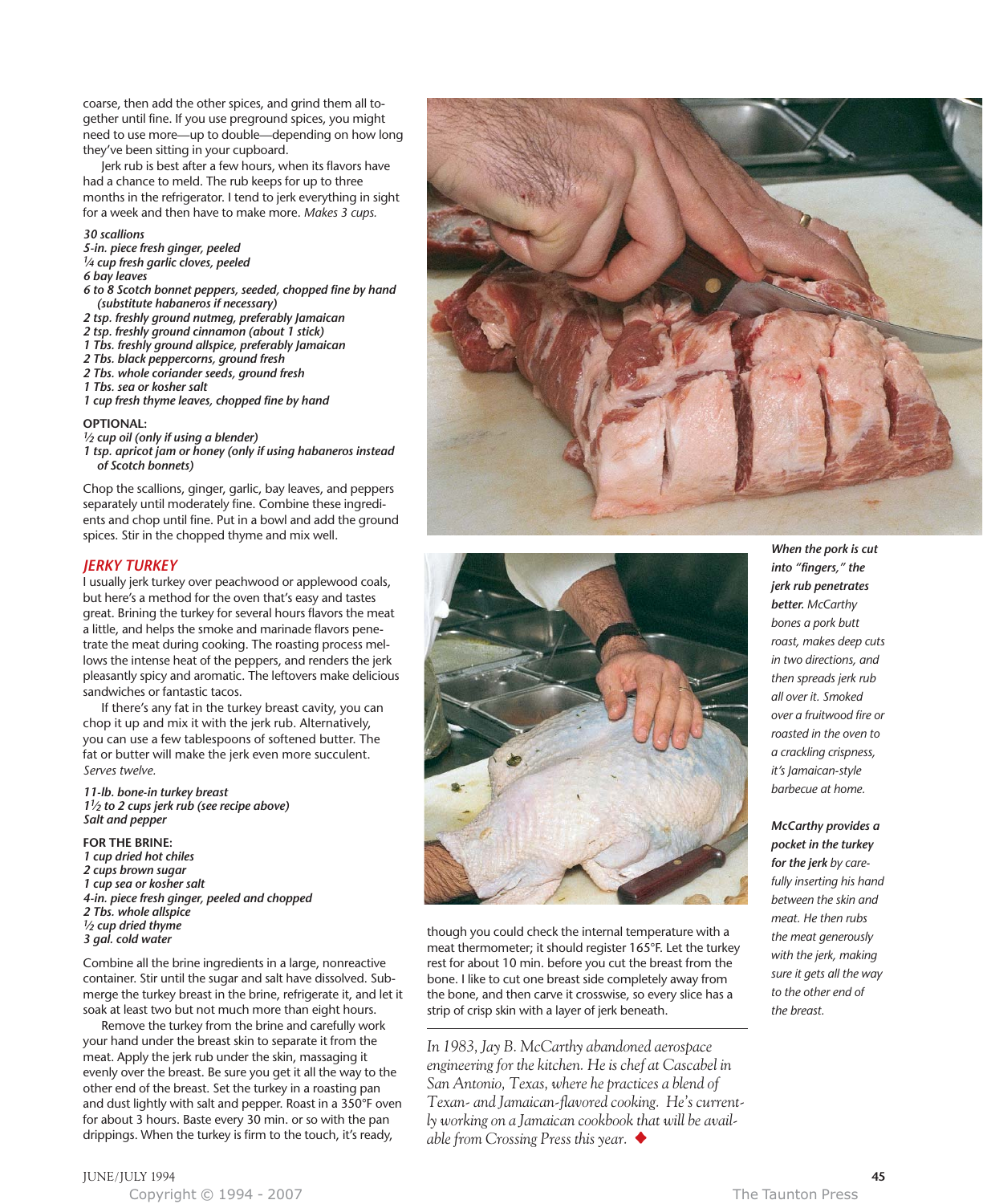coarse, then add the other spices, and grind them all together until fine. If you use preground spices, you might need to use more—up to double—depending on how long they've been sitting in your cupboard.

Jerk rub is best after a few hours, when its flavors have had a chance to meld. The rub keeps for up to three months in the refrigerator. I tend to jerk everything in sight for a week and then have to make more. *Makes 3 cups.*

***30 scallions***
***5-in. piece fresh ginger, peeled***
***¼ cup fresh garlic cloves, peeled***
***6 bay leaves***
***6 to 8 Scotch bonnet peppers, seeded, chopped fine by hand (substitute habaneros if necessary)***
***2 tsp. freshly ground nutmeg, preferably Jamaican***
***2 tsp. freshly ground cinnamon (about 1 stick)***
***1 Tbs. freshly ground allspice, preferably Jamaican***
***2 Tbs. black peppercorns, ground fresh***
***2 Tbs. whole coriander seeds, ground fresh***
***1 Tbs. sea or kosher salt***
***1 cup fresh thyme leaves, chopped fine by hand***

**OPTIONAL:**
***½ cup oil (only if using a blender)***
***1 tsp. apricot jam or honey (only if using habaneros instead of Scotch bonnets)***

Chop the scallions, ginger, garlic, bay leaves, and peppers separately until moderately fine. Combine these ingredients and chop until fine. Put in a bowl and add the ground spices. Stir in the chopped thyme and mix well.

## JERKY TURKEY

I usually jerk turkey over peachwood or applewood coals, but here's a method for the oven that's easy and tastes great. Brining the turkey for several hours flavors the meat a little, and helps the smoke and marinade flavors penetrate the meat during cooking. The roasting process mellows the intense heat of the peppers, and renders the jerk pleasantly spicy and aromatic. The leftovers make delicious sandwiches or fantastic tacos.

If there's any fat in the turkey breast cavity, you can chop it up and mix it with the jerk rub. Alternatively, you can use a few tablespoons of softened butter. The fat or butter will make the jerk even more succulent. *Serves twelve.*

***11-lb. bone-in turkey breast***
***1½ to 2 cups jerk rub (see recipe above)***
***Salt and pepper***

**FOR THE BRINE:**
***1 cup dried hot chiles***
***2 cups brown sugar***
***1 cup sea or kosher salt***
***4-in. piece fresh ginger, peeled and chopped***
***2 Tbs. whole allspice***
***½ cup dried thyme***
***3 gal. cold water***

Combine all the brine ingredients in a large, nonreactive container. Stir until the sugar and salt have dissolved. Submerge the turkey breast in the brine, refrigerate it, and let it soak at least two but not much more than eight hours.

Remove the turkey from the brine and carefully work your hand under the breast skin to separate it from the meat. Apply the jerk rub under the skin, massaging it evenly over the breast. Be sure you get it all the way to the other end of the breast. Set the turkey in a roasting pan and dust lightly with salt and pepper. Roast in a 350°F oven for about 3 hours. Baste every 30 min. or so with the pan drippings. When the turkey is firm to the touch, it's ready, though you could check the internal temperature with a meat thermometer; it should register 165°F. Let the turkey rest for about 10 min. before you cut the breast from the bone. I like to cut one breast side completely away from the bone, and then carve it crosswise, so every slice has a strip of crisp skin with a layer of jerk beneath.

***When the pork is cut into "fingers," the jerk rub penetrates better.*** *McCarthy bones a pork butt roast, makes deep cuts in two directions, and then spreads jerk rub all over it. Smoked over a fruitwood fire or roasted in the oven to a crackling crispness, it's Jamaican-style barbecue at home.*

***McCarthy provides a pocket in the turkey for the jerk*** *by carefully inserting his hand between the skin and meat. He then rubs the meat generously with the jerk, making sure it gets all the way to the other end of the breast.*

---

*In 1983, Jay B. McCarthy abandoned aerospace engineering for the kitchen. He is chef at Cascabel in San Antonio, Texas, where he practices a blend of Texan- and Jamaican-flavored cooking. He's currently working on a Jamaican cookbook that will be available from Crossing Press this year.* ◆